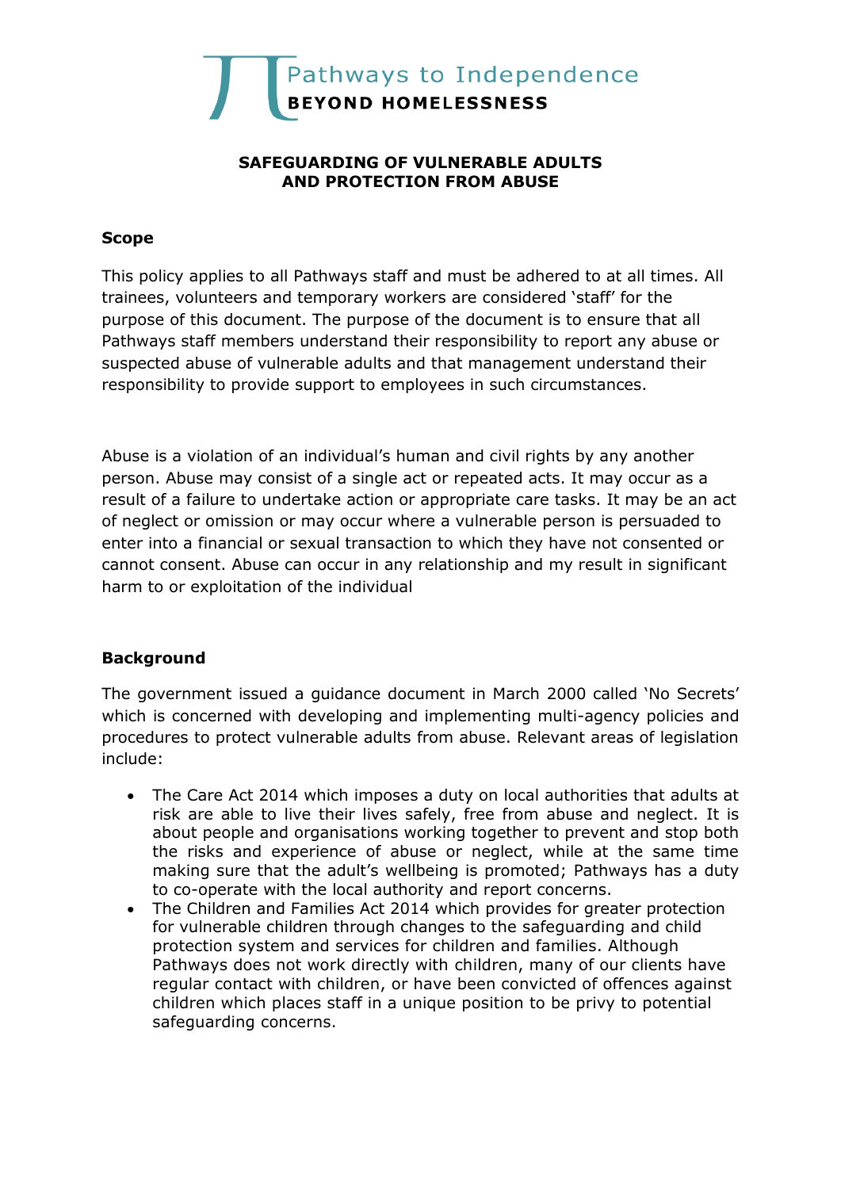Pathways to Independence
**BEYOND HOMELESSNESS**

# SAFEGUARDING OF VULNERABLE ADULTS AND PROTECTION FROM ABUSE

## Scope

This policy applies to all Pathways staff and must be adhered to at all times. All trainees, volunteers and temporary workers are considered 'staff' for the purpose of this document. The purpose of the document is to ensure that all Pathways staff members understand their responsibility to report any abuse or suspected abuse of vulnerable adults and that management understand their responsibility to provide support to employees in such circumstances.

Abuse is a violation of an individual's human and civil rights by any another person. Abuse may consist of a single act or repeated acts. It may occur as a result of a failure to undertake action or appropriate care tasks. It may be an act of neglect or omission or may occur where a vulnerable person is persuaded to enter into a financial or sexual transaction to which they have not consented or cannot consent. Abuse can occur in any relationship and my result in significant harm to or exploitation of the individual

## Background

The government issued a guidance document in March 2000 called 'No Secrets' which is concerned with developing and implementing multi-agency policies and procedures to protect vulnerable adults from abuse. Relevant areas of legislation include:

- The Care Act 2014 which imposes a duty on local authorities that adults at risk are able to live their lives safely, free from abuse and neglect. It is about people and organisations working together to prevent and stop both the risks and experience of abuse or neglect, while at the same time making sure that the adult's wellbeing is promoted; Pathways has a duty to co-operate with the local authority and report concerns.
- The Children and Families Act 2014 which provides for greater protection for vulnerable children through changes to the safeguarding and child protection system and services for children and families. Although Pathways does not work directly with children, many of our clients have regular contact with children, or have been convicted of offences against children which places staff in a unique position to be privy to potential safeguarding concerns.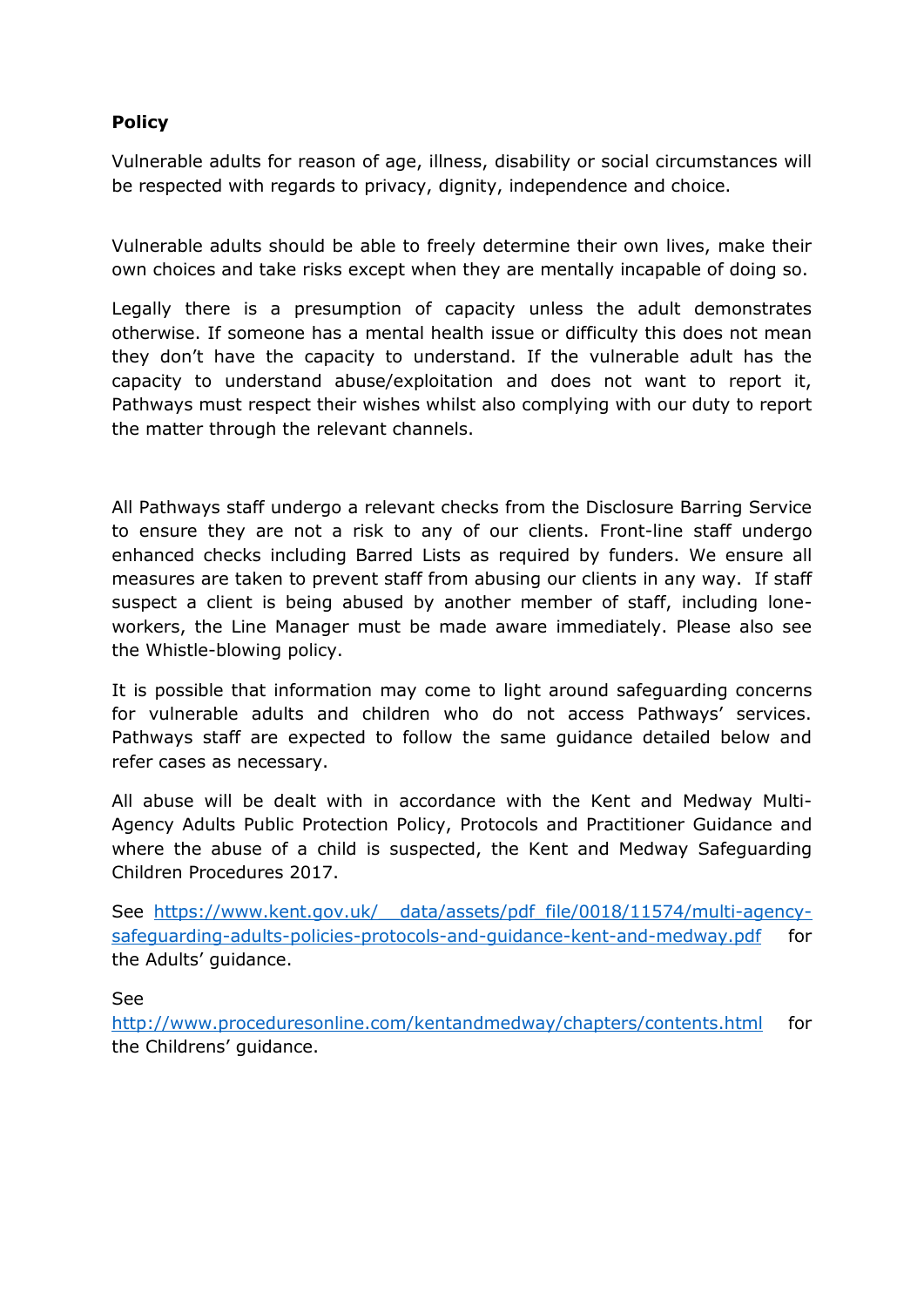**Policy**

Vulnerable adults for reason of age, illness, disability or social circumstances will be respected with regards to privacy, dignity, independence and choice.

Vulnerable adults should be able to freely determine their own lives, make their own choices and take risks except when they are mentally incapable of doing so.

Legally there is a presumption of capacity unless the adult demonstrates otherwise. If someone has a mental health issue or difficulty this does not mean they don't have the capacity to understand. If the vulnerable adult has the capacity to understand abuse/exploitation and does not want to report it, Pathways must respect their wishes whilst also complying with our duty to report the matter through the relevant channels.

All Pathways staff undergo a relevant checks from the Disclosure Barring Service to ensure they are not a risk to any of our clients. Front-line staff undergo enhanced checks including Barred Lists as required by funders. We ensure all measures are taken to prevent staff from abusing our clients in any way. If staff suspect a client is being abused by another member of staff, including lone-workers, the Line Manager must be made aware immediately. Please also see the Whistle-blowing policy.

It is possible that information may come to light around safeguarding concerns for vulnerable adults and children who do not access Pathways' services. Pathways staff are expected to follow the same guidance detailed below and refer cases as necessary.

All abuse will be dealt with in accordance with the Kent and Medway Multi-Agency Adults Public Protection Policy, Protocols and Practitioner Guidance and where the abuse of a child is suspected, the Kent and Medway Safeguarding Children Procedures 2017.

See https://www.kent.gov.uk/__data/assets/pdf_file/0018/11574/multi-agency-safeguarding-adults-policies-protocols-and-guidance-kent-and-medway.pdf for the Adults' guidance.

See http://www.proceduresonline.com/kentandmedway/chapters/contents.html for the Childrens' guidance.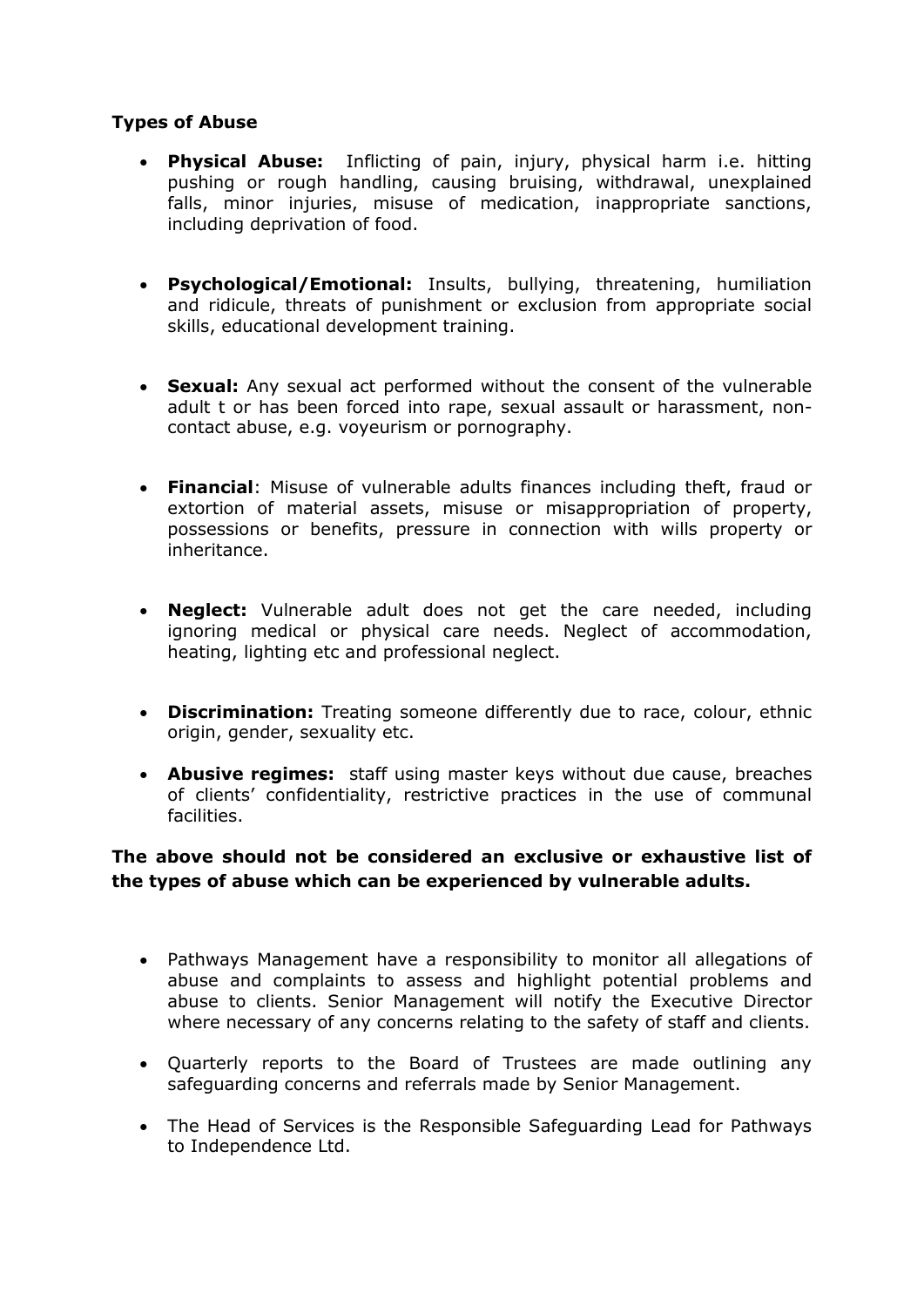**Types of Abuse**

- **Physical Abuse:** Inflicting of pain, injury, physical harm i.e. hitting pushing or rough handling, causing bruising, withdrawal, unexplained falls, minor injuries, misuse of medication, inappropriate sanctions, including deprivation of food.

- **Psychological/Emotional:** Insults, bullying, threatening, humiliation and ridicule, threats of punishment or exclusion from appropriate social skills, educational development training.

- **Sexual:** Any sexual act performed without the consent of the vulnerable adult t or has been forced into rape, sexual assault or harassment, non-contact abuse, e.g. voyeurism or pornography.

- **Financial**: Misuse of vulnerable adults finances including theft, fraud or extortion of material assets, misuse or misappropriation of property, possessions or benefits, pressure in connection with wills property or inheritance.

- **Neglect:** Vulnerable adult does not get the care needed, including ignoring medical or physical care needs. Neglect of accommodation, heating, lighting etc and professional neglect.

- **Discrimination:** Treating someone differently due to race, colour, ethnic origin, gender, sexuality etc.

- **Abusive regimes:** staff using master keys without due cause, breaches of clients' confidentiality, restrictive practices in the use of communal facilities.

**The above should not be considered an exclusive or exhaustive list of the types of abuse which can be experienced by vulnerable adults.**

- Pathways Management have a responsibility to monitor all allegations of abuse and complaints to assess and highlight potential problems and abuse to clients. Senior Management will notify the Executive Director where necessary of any concerns relating to the safety of staff and clients.

- Quarterly reports to the Board of Trustees are made outlining any safeguarding concerns and referrals made by Senior Management.

- The Head of Services is the Responsible Safeguarding Lead for Pathways to Independence Ltd.